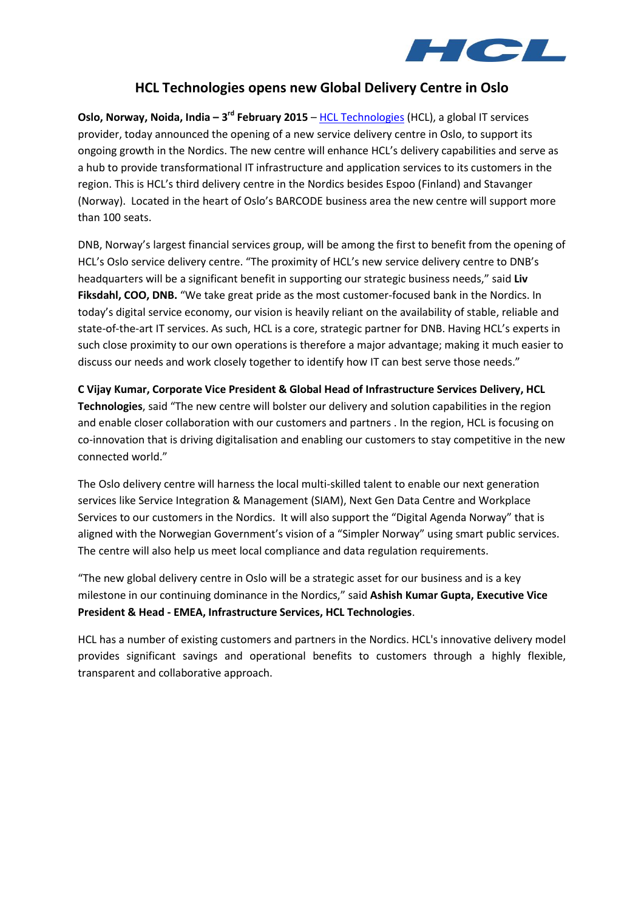# HCL Technologies opens new Global Delivery Centre in Oslo

**Oslo, Norway, Noida, India – 3rd February 2015** – HCL Technologies (HCL), a global IT services provider, today announced the opening of a new service delivery centre in Oslo, to support its ongoing growth in the Nordics. The new centre will enhance HCL's delivery capabilities and serve as a hub to provide transformational IT infrastructure and application services to its customers in the region. This is HCL's third delivery centre in the Nordics besides Espoo (Finland) and Stavanger (Norway). Located in the heart of Oslo's BARCODE business area the new centre will support more than 100 seats.

DNB, Norway's largest financial services group, will be among the first to benefit from the opening of HCL's Oslo service delivery centre. "The proximity of HCL's new service delivery centre to DNB's headquarters will be a significant benefit in supporting our strategic business needs," said **Liv Fiksdahl, COO, DNB.** "We take great pride as the most customer-focused bank in the Nordics. In today's digital service economy, our vision is heavily reliant on the availability of stable, reliable and state-of-the-art IT services. As such, HCL is a core, strategic partner for DNB. Having HCL's experts in such close proximity to our own operations is therefore a major advantage; making it much easier to discuss our needs and work closely together to identify how IT can best serve those needs."

**C Vijay Kumar, Corporate Vice President & Global Head of Infrastructure Services Delivery, HCL Technologies**, said "The new centre will bolster our delivery and solution capabilities in the region and enable closer collaboration with our customers and partners . In the region, HCL is focusing on co-innovation that is driving digitalisation and enabling our customers to stay competitive in the new connected world."

The Oslo delivery centre will harness the local multi-skilled talent to enable our next generation services like Service Integration & Management (SIAM), Next Gen Data Centre and Workplace Services to our customers in the Nordics. It will also support the "Digital Agenda Norway" that is aligned with the Norwegian Government's vision of a "Simpler Norway" using smart public services. The centre will also help us meet local compliance and data regulation requirements.

"The new global delivery centre in Oslo will be a strategic asset for our business and is a key milestone in our continuing dominance in the Nordics," said **Ashish Kumar Gupta, Executive Vice President & Head - EMEA, Infrastructure Services, HCL Technologies**.

HCL has a number of existing customers and partners in the Nordics. HCL's innovative delivery model provides significant savings and operational benefits to customers through a highly flexible, transparent and collaborative approach.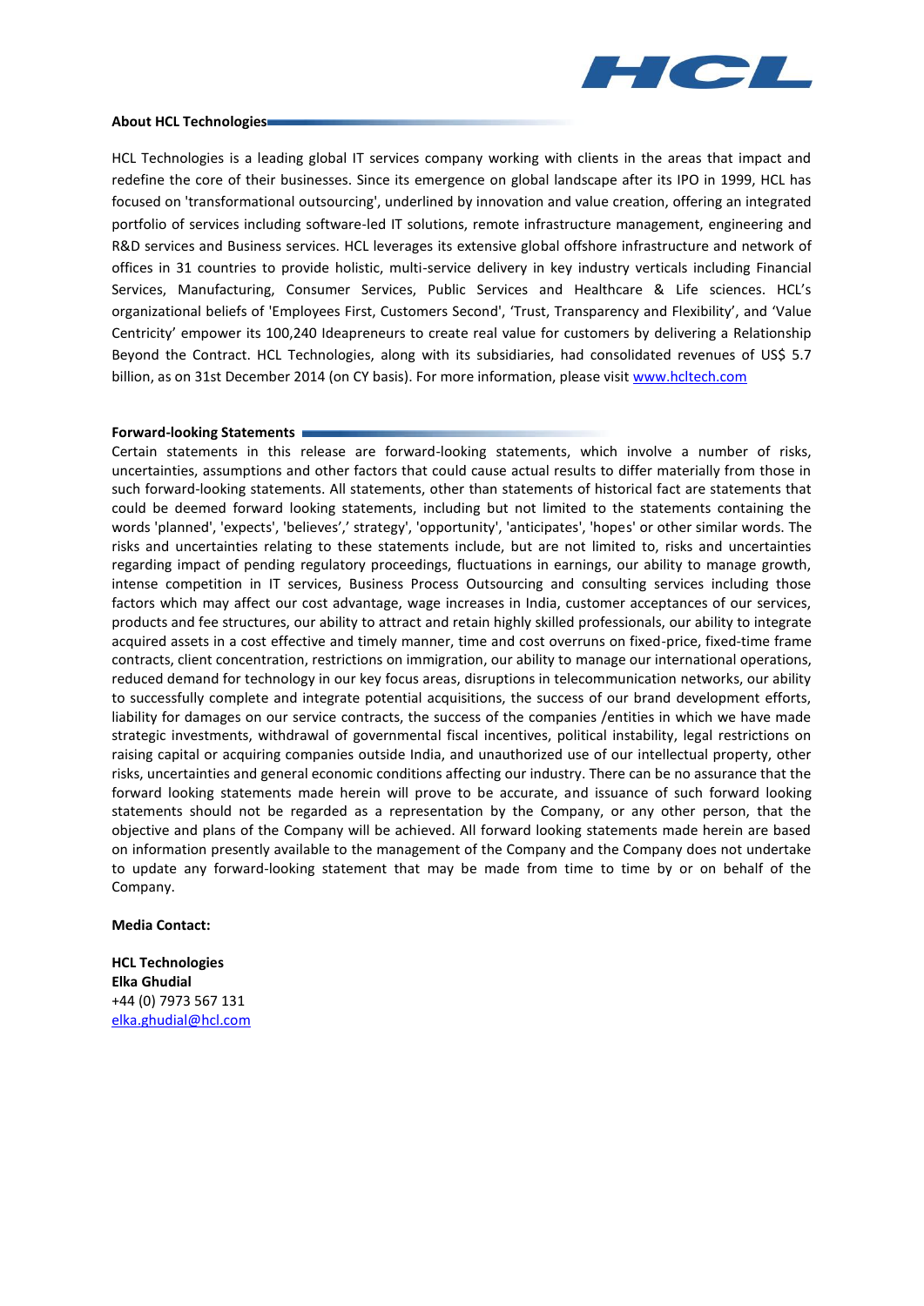## About HCL Technologies

HCL Technologies is a leading global IT services company working with clients in the areas that impact and redefine the core of their businesses. Since its emergence on global landscape after its IPO in 1999, HCL has focused on 'transformational outsourcing', underlined by innovation and value creation, offering an integrated portfolio of services including software-led IT solutions, remote infrastructure management, engineering and R&D services and Business services. HCL leverages its extensive global offshore infrastructure and network of offices in 31 countries to provide holistic, multi-service delivery in key industry verticals including Financial Services, Manufacturing, Consumer Services, Public Services and Healthcare & Life sciences. HCL's organizational beliefs of 'Employees First, Customers Second', 'Trust, Transparency and Flexibility', and 'Value Centricity' empower its 100,240 Ideapreneurs to create real value for customers by delivering a Relationship Beyond the Contract. HCL Technologies, along with its subsidiaries, had consolidated revenues of US$ 5.7 billion, as on 31st December 2014 (on CY basis). For more information, please visit [www.hcltech.com](http://www.hcltech.com)

## Forward-looking Statements

Certain statements in this release are forward-looking statements, which involve a number of risks, uncertainties, assumptions and other factors that could cause actual results to differ materially from those in such forward-looking statements. All statements, other than statements of historical fact are statements that could be deemed forward looking statements, including but not limited to the statements containing the words 'planned', 'expects', 'believes',' strategy', 'opportunity', 'anticipates', 'hopes' or other similar words. The risks and uncertainties relating to these statements include, but are not limited to, risks and uncertainties regarding impact of pending regulatory proceedings, fluctuations in earnings, our ability to manage growth, intense competition in IT services, Business Process Outsourcing and consulting services including those factors which may affect our cost advantage, wage increases in India, customer acceptances of our services, products and fee structures, our ability to attract and retain highly skilled professionals, our ability to integrate acquired assets in a cost effective and timely manner, time and cost overruns on fixed-price, fixed-time frame contracts, client concentration, restrictions on immigration, our ability to manage our international operations, reduced demand for technology in our key focus areas, disruptions in telecommunication networks, our ability to successfully complete and integrate potential acquisitions, the success of our brand development efforts, liability for damages on our service contracts, the success of the companies /entities in which we have made strategic investments, withdrawal of governmental fiscal incentives, political instability, legal restrictions on raising capital or acquiring companies outside India, and unauthorized use of our intellectual property, other risks, uncertainties and general economic conditions affecting our industry. There can be no assurance that the forward looking statements made herein will prove to be accurate, and issuance of such forward looking statements should not be regarded as a representation by the Company, or any other person, that the objective and plans of the Company will be achieved. All forward looking statements made herein are based on information presently available to the management of the Company and the Company does not undertake to update any forward-looking statement that may be made from time to time by or on behalf of the Company.

**Media Contact:**

**HCL Technologies**
**Elka Ghudial**
+44 (0) 7973 567 131
[elka.ghudial@hcl.com](mailto:elka.ghudial@hcl.com)